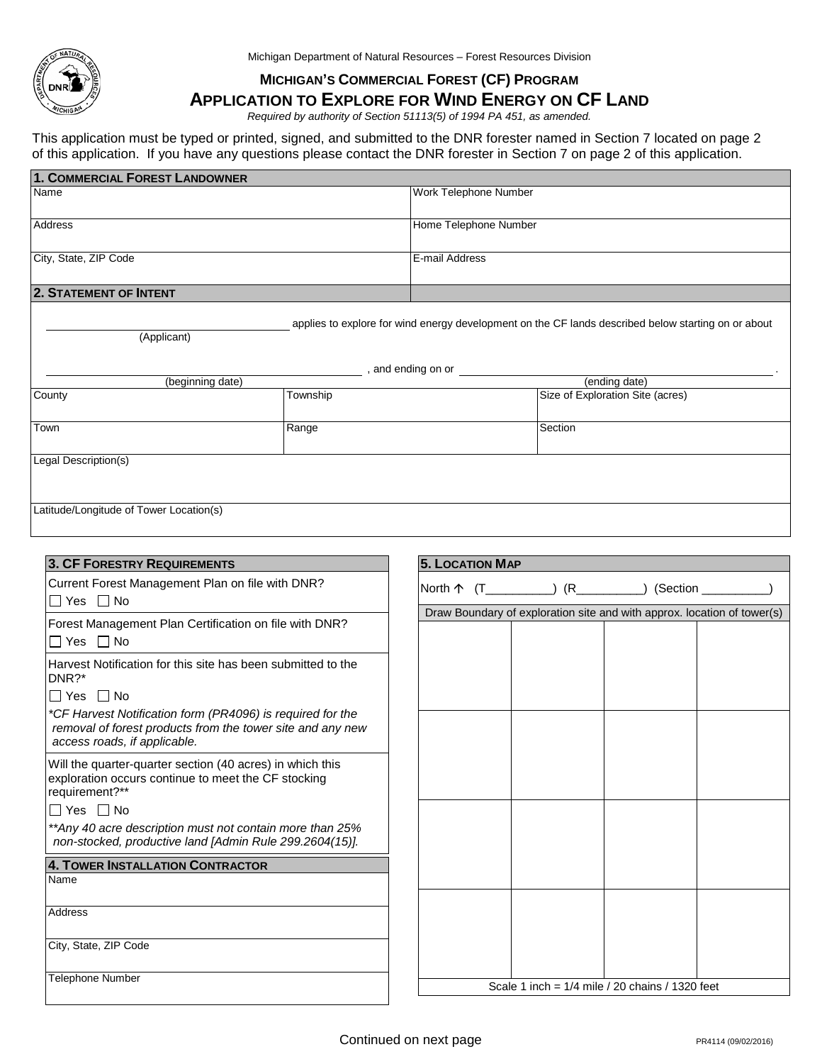Michigan Department of Natural Resources – Forest Resources Division

# MICHIGAN'S COMMERCIAL FOREST (CF) PROGRAM
# APPLICATION TO EXPLORE FOR WIND ENERGY ON CF LAND

*Required by authority of Section 51113(5) of 1994 PA 451, as amended.*

This application must be typed or printed, signed, and submitted to the DNR forester named in Section 7 located on page 2 of this application. If you have any questions please contact the DNR forester in Section 7 on page 2 of this application.

## 1. COMMERCIAL FOREST LANDOWNER

| Name | Work Telephone Number |
|---|---|
| Address | Home Telephone Number |
| City, State, ZIP Code | E-mail Address |

## 2. STATEMENT OF INTENT

______________________ (Applicant) applies to explore for wind energy development on the CF lands described below starting on or about

______________________ (beginning date), and ending on or ______________________ (ending date).

| County | Township | Size of Exploration Site (acres) |
|---|---|---|
| Town | Range | Section |

Legal Description(s)

Latitude/Longitude of Tower Location(s)

## 3. CF FORESTRY REQUIREMENTS

Current Forest Management Plan on file with DNR?
☐ Yes ☐ No

Forest Management Plan Certification on file with DNR?
☐ Yes ☐ No

Harvest Notification for this site has been submitted to the DNR?*
☐ Yes ☐ No

*\*CF Harvest Notification form (PR4096) is required for the removal of forest products from the tower site and any new access roads, if applicable.*

Will the quarter-quarter section (40 acres) in which this exploration occurs continue to meet the CF stocking requirement?**
☐ Yes ☐ No

*\*\*Any 40 acre description must not contain more than 25% non-stocked, productive land [Admin Rule 299.2604(15)].*

## 4. TOWER INSTALLATION CONTRACTOR

Name

Address

City, State, ZIP Code

Telephone Number

## 5. LOCATION MAP

North ↑ (T__________) (R__________) (Section __________)

Draw Boundary of exploration site and with approx. location of tower(s)

| | | | |
|---|---|---|---|
| | | | |
| | | | |
| | | | |
| | | | |

Scale 1 inch = 1/4 mile / 20 chains / 1320 feet

Continued on next page

PR4114 (09/02/2016)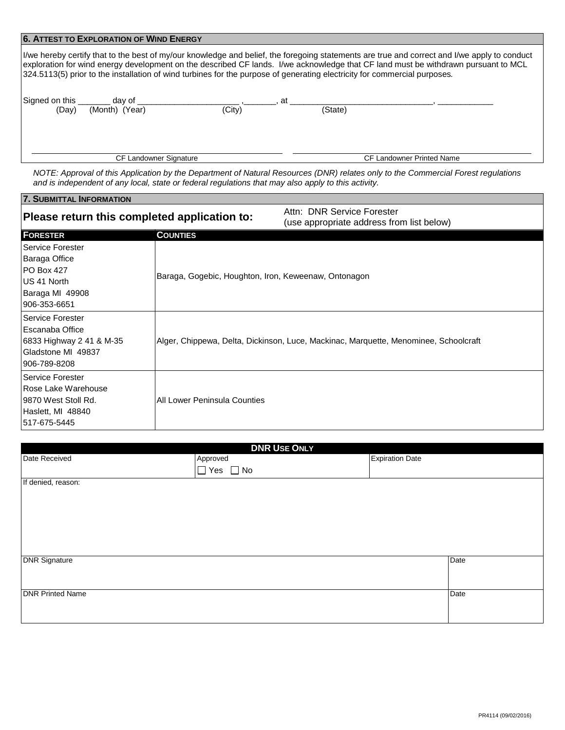## 6. Attest to Exploration of Wind Energy

I/we hereby certify that to the best of my/our knowledge and belief, the foregoing statements are true and correct and I/we apply to conduct exploration for wind energy development on the described CF lands. I/we acknowledge that CF land must be withdrawn pursuant to MCL 324.5113(5) prior to the installation of wind turbines for the purpose of generating electricity for commercial purposes.

Signed on this _______ day of ______________________ ,_______, at ______________________________, ____________
(Day) (Month) (Year) (City) (State)

________________________________ CF Landowner Signature

________________________________ CF Landowner Printed Name

*NOTE: Approval of this Application by the Department of Natural Resources (DNR) relates only to the Commercial Forest regulations and is independent of any local, state or federal regulations that may also apply to this activity.*

## 7. Submittal Information

**Please return this completed application to:** Attn: DNR Service Forester (use appropriate address from list below)

| Forester | Counties |
|---|---|
| Service Forester<br>Baraga Office<br>PO Box 427<br>US 41 North<br>Baraga MI 49908<br>906-353-6651 | Baraga, Gogebic, Houghton, Iron, Keweenaw, Ontonagon |
| Service Forester<br>Escanaba Office<br>6833 Highway 2 41 & M-35<br>Gladstone MI 49837<br>906-789-8208 | Alger, Chippewa, Delta, Dickinson, Luce, Mackinac, Marquette, Menominee, Schoolcraft |
| Service Forester<br>Rose Lake Warehouse<br>9870 West Stoll Rd.<br>Haslett, MI 48840<br>517-675-5445 | All Lower Peninsula Counties |

| DNR Use Only | | |
|---|---|---|
| Date Received | Approved<br>☐ Yes ☐ No | Expiration Date |
| If denied, reason: | | |
| DNR Signature | | Date |
| DNR Printed Name | | Date |

PR4114 (09/02/2016)